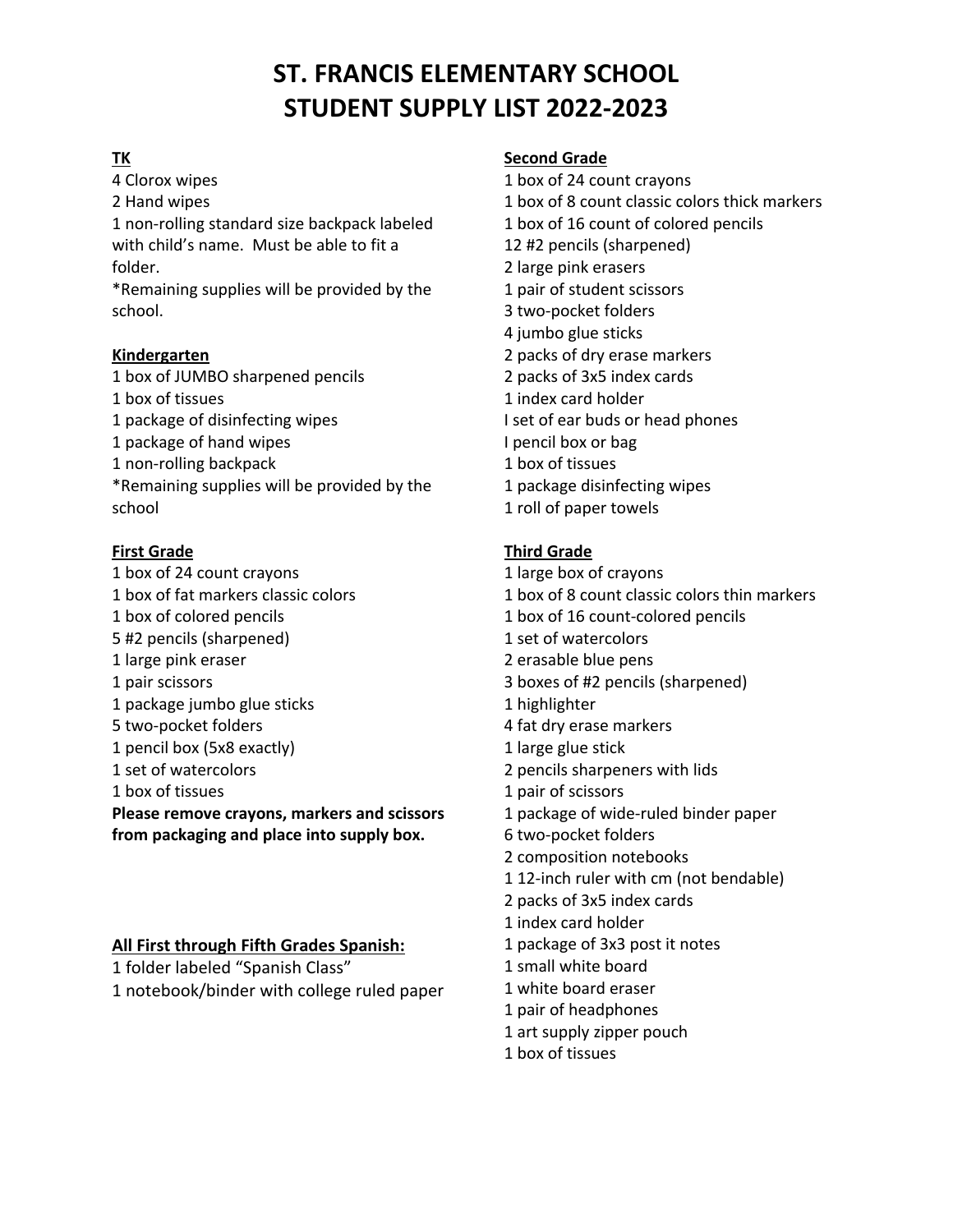# ST. FRANCIS ELEMENTARY SCHOOL
# STUDENT SUPPLY LIST 2022-2023

**TK**

4 Clorox wipes
2 Hand wipes
1 non-rolling standard size backpack labeled with child's name. Must be able to fit a folder.
*Remaining supplies will be provided by the school.

**Kindergarten**

1 box of JUMBO sharpened pencils
1 box of tissues
1 package of disinfecting wipes
1 package of hand wipes
1 non-rolling backpack
*Remaining supplies will be provided by the school

**First Grade**

1 box of 24 count crayons
1 box of fat markers classic colors
1 box of colored pencils
5 #2 pencils (sharpened)
1 large pink eraser
1 pair scissors
1 package jumbo glue sticks
5 two-pocket folders
1 pencil box (5x8 exactly)
1 set of watercolors
1 box of tissues
**Please remove crayons, markers and scissors from packaging and place into supply box.**

**All First through Fifth Grades Spanish:**

1 folder labeled "Spanish Class"
1 notebook/binder with college ruled paper

**Second Grade**

1 box of 24 count crayons
1 box of 8 count classic colors thick markers
1 box of 16 count of colored pencils
12 #2 pencils (sharpened)
2 large pink erasers
1 pair of student scissors
3 two-pocket folders
4 jumbo glue sticks
2 packs of dry erase markers
2 packs of 3x5 index cards
1 index card holder
I set of ear buds or head phones
I pencil box or bag
1 box of tissues
1 package disinfecting wipes
1 roll of paper towels

**Third Grade**

1 large box of crayons
1 box of 8 count classic colors thin markers
1 box of 16 count-colored pencils
1 set of watercolors
2 erasable blue pens
3 boxes of #2 pencils (sharpened)
1 highlighter
4 fat dry erase markers
1 large glue stick
2 pencils sharpeners with lids
1 pair of scissors
1 package of wide-ruled binder paper
6 two-pocket folders
2 composition notebooks
1 12-inch ruler with cm (not bendable)
2 packs of 3x5 index cards
1 index card holder
1 package of 3x3 post it notes
1 small white board
1 white board eraser
1 pair of headphones
1 art supply zipper pouch
1 box of tissues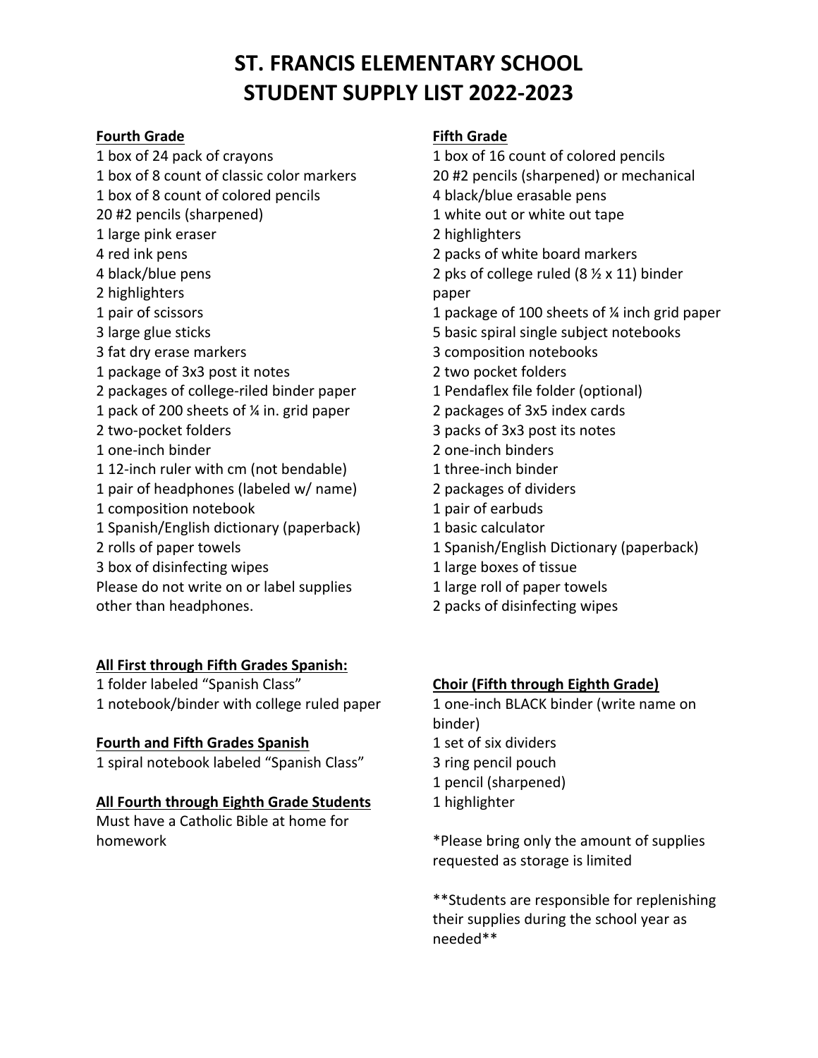# ST. FRANCIS ELEMENTARY SCHOOL
# STUDENT SUPPLY LIST 2022-2023

**Fourth Grade**

1 box of 24 pack of crayons
1 box of 8 count of classic color markers
1 box of 8 count of colored pencils
20 #2 pencils (sharpened)
1 large pink eraser
4 red ink pens
4 black/blue pens
2 highlighters
1 pair of scissors
3 large glue sticks
3 fat dry erase markers
1 package of 3x3 post it notes
2 packages of college-riled binder paper
1 pack of 200 sheets of ¼ in. grid paper
2 two-pocket folders
1 one-inch binder
1 12-inch ruler with cm (not bendable)
1 pair of headphones (labeled w/ name)
1 composition notebook
1 Spanish/English dictionary (paperback)
2 rolls of paper towels
3 box of disinfecting wipes
Please do not write on or label supplies other than headphones.

**Fifth Grade**

1 box of 16 count of colored pencils
20 #2 pencils (sharpened) or mechanical
4 black/blue erasable pens
1 white out or white out tape
2 highlighters
2 packs of white board markers
2 pks of college ruled (8 ½ x 11) binder paper
1 package of 100 sheets of ¼ inch grid paper
5 basic spiral single subject notebooks
3 composition notebooks
2 two pocket folders
1 Pendaflex file folder (optional)
2 packages of 3x5 index cards
3 packs of 3x3 post its notes
2 one-inch binders
1 three-inch binder
2 packages of dividers
1 pair of earbuds
1 basic calculator
1 Spanish/English Dictionary (paperback)
1 large boxes of tissue
1 large roll of paper towels
2 packs of disinfecting wipes

**All First through Fifth Grades Spanish:**

1 folder labeled "Spanish Class"
1 notebook/binder with college ruled paper

**Fourth and Fifth Grades Spanish**

1 spiral notebook labeled "Spanish Class"

**All Fourth through Eighth Grade Students**

Must have a Catholic Bible at home for homework

**Choir (Fifth through Eighth Grade)**

1 one-inch BLACK binder (write name on binder)
1 set of six dividers
3 ring pencil pouch
1 pencil (sharpened)
1 highlighter

*Please bring only the amount of supplies requested as storage is limited

**Students are responsible for replenishing their supplies during the school year as needed**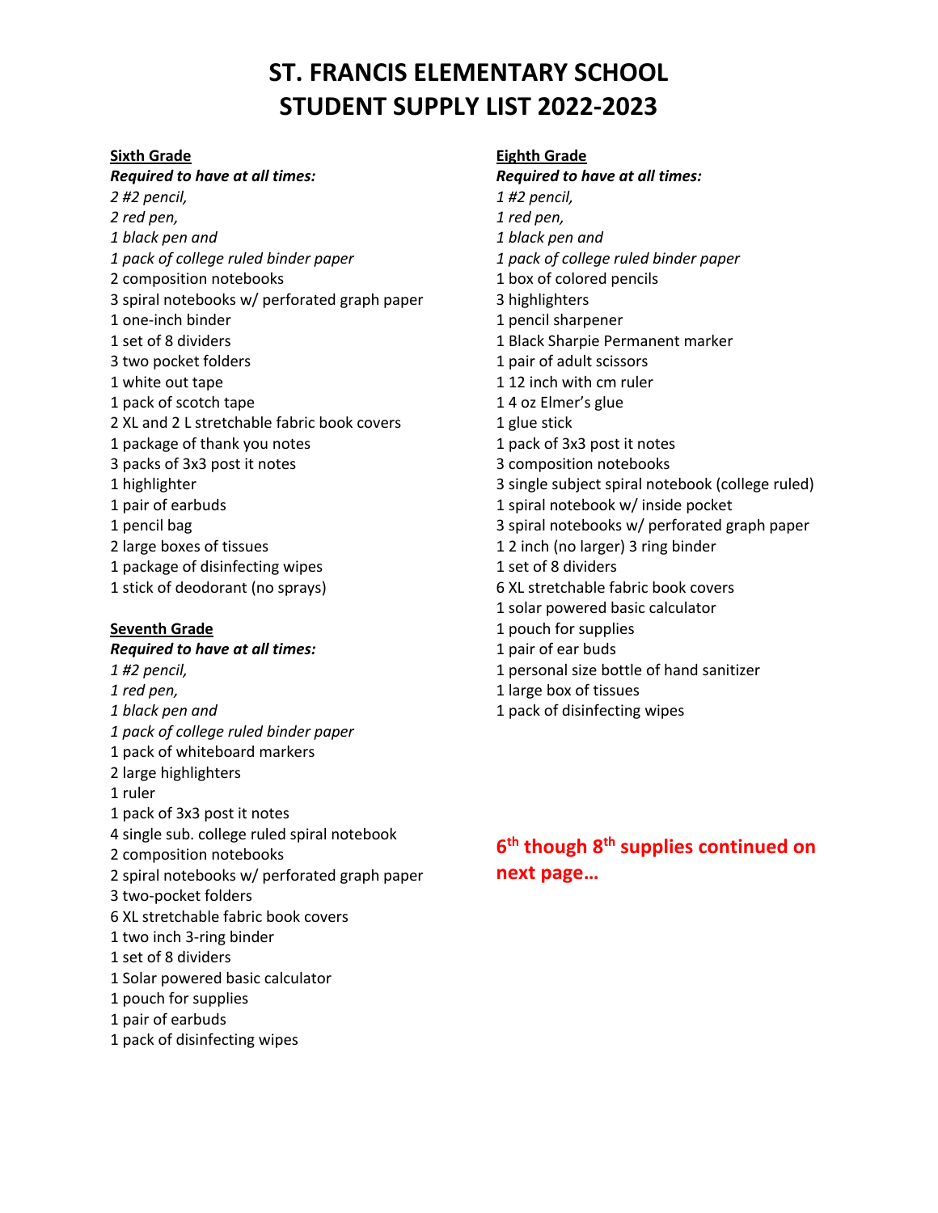# ST. FRANCIS ELEMENTARY SCHOOL
# STUDENT SUPPLY LIST 2022-2023

**Sixth Grade**

***Required to have at all times:***

*2 #2 pencil,*
*2 red pen,*
*1 black pen and*
*1 pack of college ruled binder paper*

2 composition notebooks
3 spiral notebooks w/ perforated graph paper
1 one-inch binder
1 set of 8 dividers
3 two pocket folders
1 white out tape
1 pack of scotch tape
2 XL and 2 L stretchable fabric book covers
1 package of thank you notes
3 packs of 3x3 post it notes
1 highlighter
1 pair of earbuds
1 pencil bag
2 large boxes of tissues
1 package of disinfecting wipes
1 stick of deodorant (no sprays)

**Seventh Grade**

***Required to have at all times:***

*1 #2 pencil,*
*1 red pen,*
*1 black pen and*
*1 pack of college ruled binder paper*

1 pack of whiteboard markers
2 large highlighters
1 ruler
1 pack of 3x3 post it notes
4 single sub. college ruled spiral notebook
2 composition notebooks
2 spiral notebooks w/ perforated graph paper
3 two-pocket folders
6 XL stretchable fabric book covers
1 two inch 3-ring binder
1 set of 8 dividers
1 Solar powered basic calculator
1 pouch for supplies
1 pair of earbuds
1 pack of disinfecting wipes

**Eighth Grade**

***Required to have at all times:***

*1 #2 pencil,*
*1 red pen,*
*1 black pen and*
*1 pack of college ruled binder paper*

1 box of colored pencils
3 highlighters
1 pencil sharpener
1 Black Sharpie Permanent marker
1 pair of adult scissors
1 12 inch with cm ruler
1 4 oz Elmer's glue
1 glue stick
1 pack of 3x3 post it notes
3 composition notebooks
3 single subject spiral notebook (college ruled)
1 spiral notebook w/ inside pocket
3 spiral notebooks w/ perforated graph paper
1 2 inch (no larger) 3 ring binder
1 set of 8 dividers
6 XL stretchable fabric book covers
1 solar powered basic calculator
1 pouch for supplies
1 pair of ear buds
1 personal size bottle of hand sanitizer
1 large box of tissues
1 pack of disinfecting wipes

**6th though 8th supplies continued on next page…**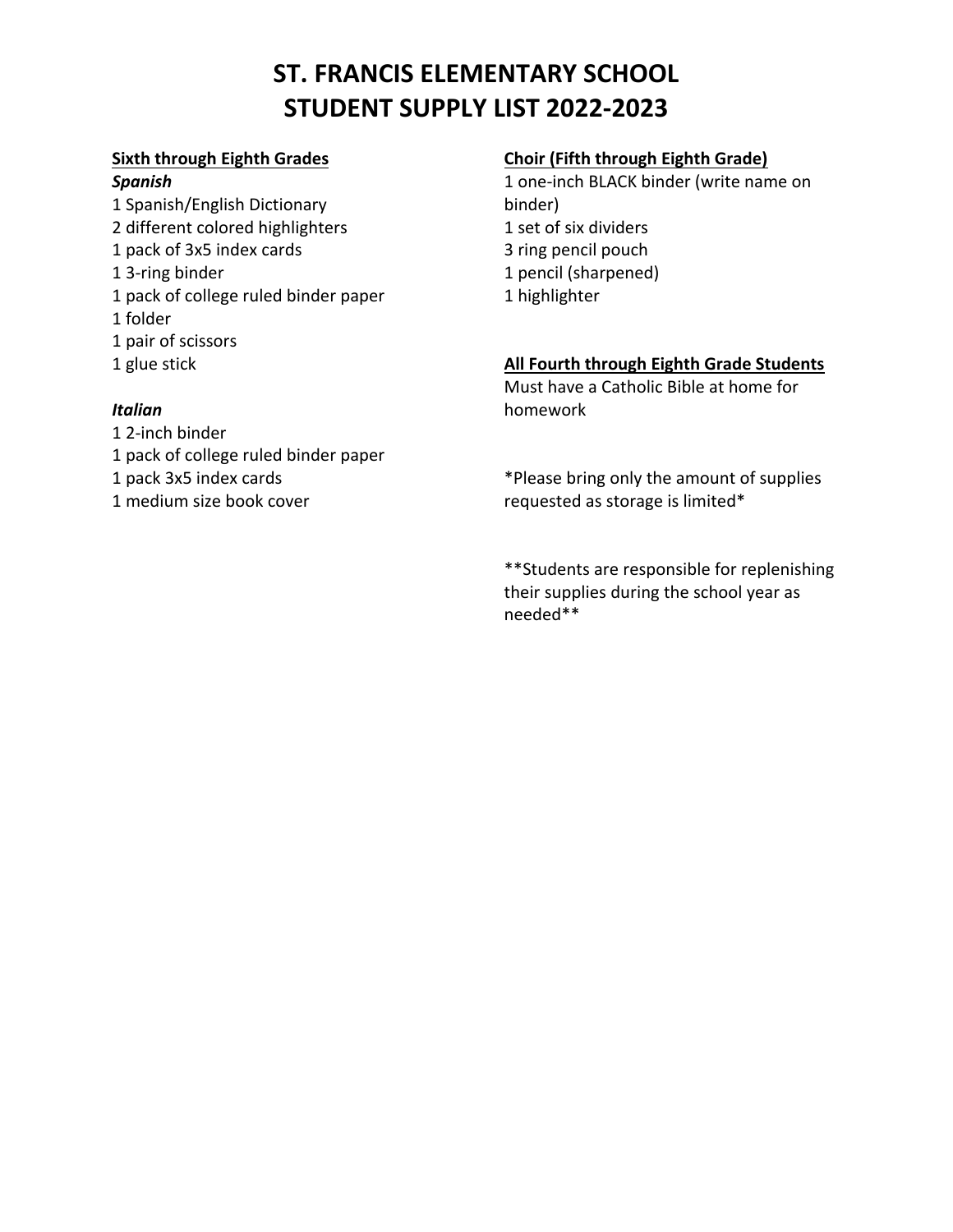# ST. FRANCIS ELEMENTARY SCHOOL
# STUDENT SUPPLY LIST 2022-2023

## Sixth through Eighth Grades

***Spanish***

1 Spanish/English Dictionary
2 different colored highlighters
1 pack of 3x5 index cards
1 3-ring binder
1 pack of college ruled binder paper
1 folder
1 pair of scissors
1 glue stick

***Italian***

1 2-inch binder
1 pack of college ruled binder paper
1 pack 3x5 index cards
1 medium size book cover

## Choir (Fifth through Eighth Grade)

1 one-inch BLACK binder (write name on binder)
1 set of six dividers
3 ring pencil pouch
1 pencil (sharpened)
1 highlighter

## All Fourth through Eighth Grade Students

Must have a Catholic Bible at home for homework

*Please bring only the amount of supplies requested as storage is limited*

**Students are responsible for replenishing their supplies during the school year as needed**